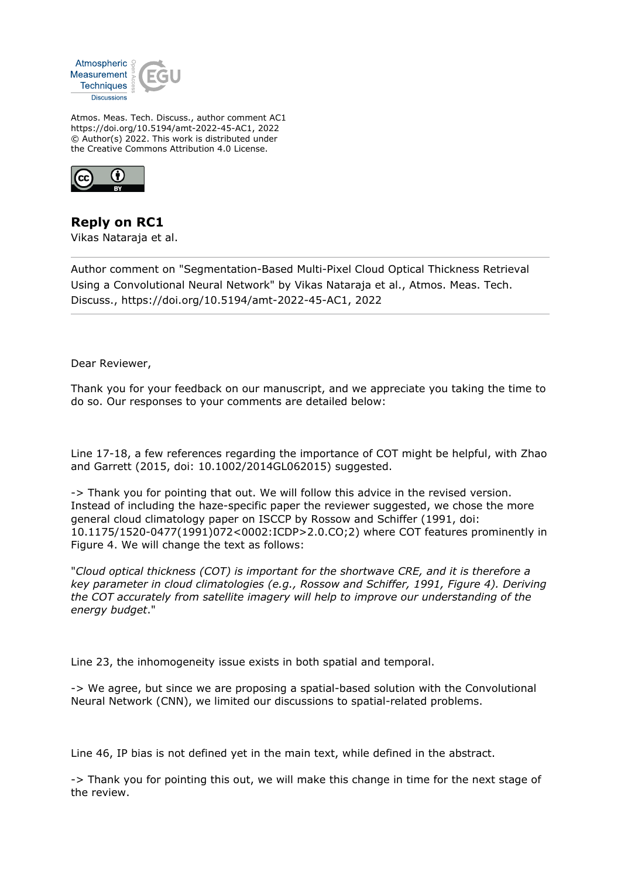Atmos. Meas. Tech. Discuss., author comment AC1
https://doi.org/10.5194/amt-2022-45-AC1, 2022
© Author(s) 2022. This work is distributed under
the Creative Commons Attribution 4.0 License.

## Reply on RC1

Vikas Nataraja et al.

---

Author comment on "Segmentation-Based Multi-Pixel Cloud Optical Thickness Retrieval Using a Convolutional Neural Network" by Vikas Nataraja et al., Atmos. Meas. Tech. Discuss., https://doi.org/10.5194/amt-2022-45-AC1, 2022

---

Dear Reviewer,

Thank you for your feedback on our manuscript, and we appreciate you taking the time to do so. Our responses to your comments are detailed below:

Line 17-18, a few references regarding the importance of COT might be helpful, with Zhao and Garrett (2015, doi: 10.1002/2014GL062015) suggested.

-> Thank you for pointing that out. We will follow this advice in the revised version. Instead of including the haze-specific paper the reviewer suggested, we chose the more general cloud climatology paper on ISCCP by Rossow and Schiffer (1991, doi: 10.1175/1520-0477(1991)072<0002:ICDP>2.0.CO;2) where COT features prominently in Figure 4. We will change the text as follows:

"*Cloud optical thickness (COT) is important for the shortwave CRE, and it is therefore a key parameter in cloud climatologies (e.g., Rossow and Schiffer, 1991, Figure 4). Deriving the COT accurately from satellite imagery will help to improve our understanding of the energy budget*."

Line 23, the inhomogeneity issue exists in both spatial and temporal.

-> We agree, but since we are proposing a spatial-based solution with the Convolutional Neural Network (CNN), we limited our discussions to spatial-related problems.

Line 46, IP bias is not defined yet in the main text, while defined in the abstract.

-> Thank you for pointing this out, we will make this change in time for the next stage of the review.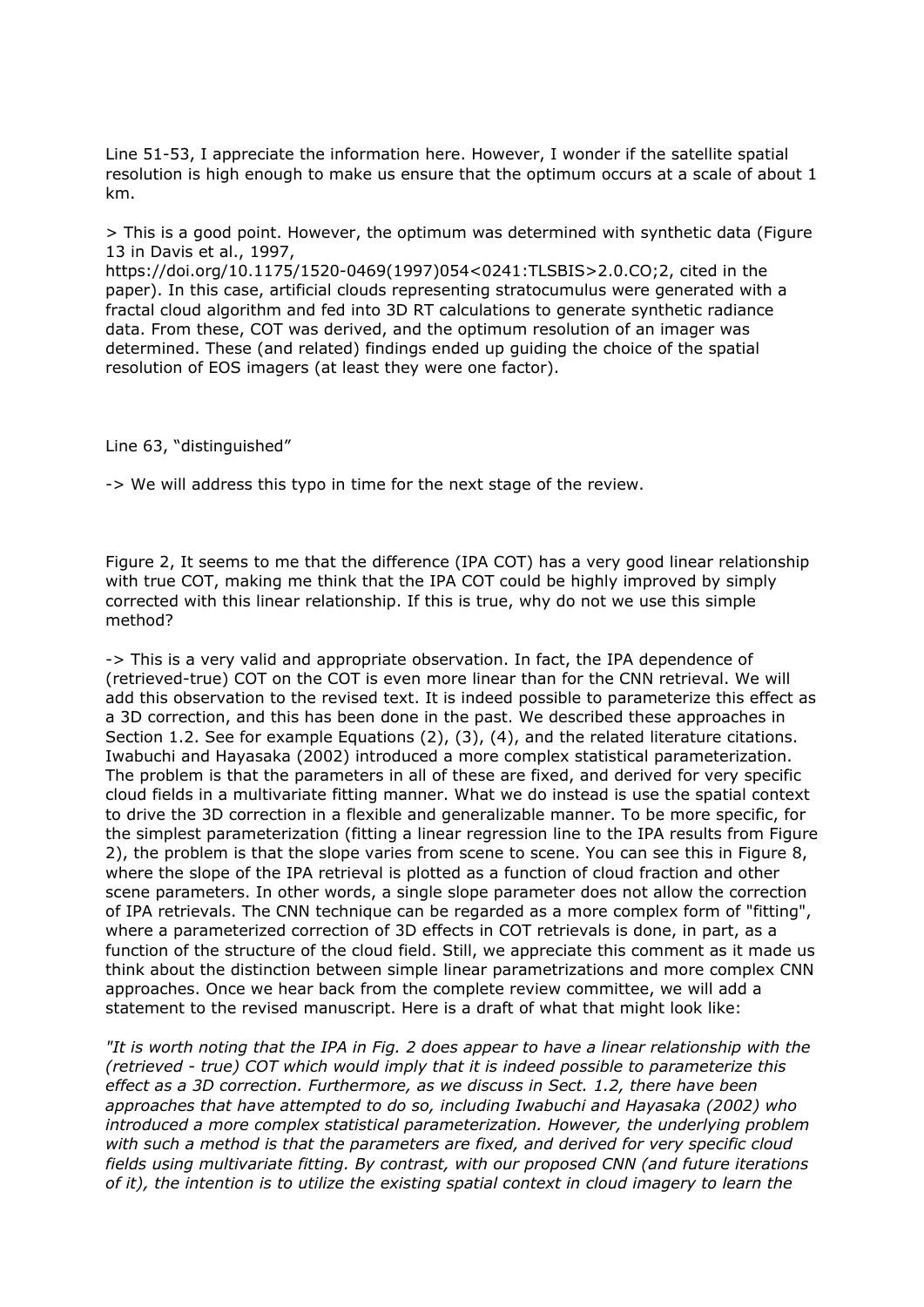Line 51-53, I appreciate the information here. However, I wonder if the satellite spatial resolution is high enough to make us ensure that the optimum occurs at a scale of about 1 km.

> This is a good point. However, the optimum was determined with synthetic data (Figure 13 in Davis et al., 1997, https://doi.org/10.1175/1520-0469(1997)054<0241:TLSBIS>2.0.CO;2, cited in the paper). In this case, artificial clouds representing stratocumulus were generated with a fractal cloud algorithm and fed into 3D RT calculations to generate synthetic radiance data. From these, COT was derived, and the optimum resolution of an imager was determined. These (and related) findings ended up guiding the choice of the spatial resolution of EOS imagers (at least they were one factor).

Line 63, "distinguished"

-> We will address this typo in time for the next stage of the review.

Figure 2, It seems to me that the difference (IPA COT) has a very good linear relationship with true COT, making me think that the IPA COT could be highly improved by simply corrected with this linear relationship. If this is true, why do not we use this simple method?

-> This is a very valid and appropriate observation. In fact, the IPA dependence of (retrieved-true) COT on the COT is even more linear than for the CNN retrieval. We will add this observation to the revised text. It is indeed possible to parameterize this effect as a 3D correction, and this has been done in the past. We described these approaches in Section 1.2. See for example Equations (2), (3), (4), and the related literature citations. Iwabuchi and Hayasaka (2002) introduced a more complex statistical parameterization. The problem is that the parameters in all of these are fixed, and derived for very specific cloud fields in a multivariate fitting manner. What we do instead is use the spatial context to drive the 3D correction in a flexible and generalizable manner. To be more specific, for the simplest parameterization (fitting a linear regression line to the IPA results from Figure 2), the problem is that the slope varies from scene to scene. You can see this in Figure 8, where the slope of the IPA retrieval is plotted as a function of cloud fraction and other scene parameters. In other words, a single slope parameter does not allow the correction of IPA retrievals. The CNN technique can be regarded as a more complex form of "fitting", where a parameterized correction of 3D effects in COT retrievals is done, in part, as a function of the structure of the cloud field. Still, we appreciate this comment as it made us think about the distinction between simple linear parametrizations and more complex CNN approaches. Once we hear back from the complete review committee, we will add a statement to the revised manuscript. Here is a draft of what that might look like:

*"It is worth noting that the IPA in Fig. 2 does appear to have a linear relationship with the (retrieved - true) COT which would imply that it is indeed possible to parameterize this effect as a 3D correction. Furthermore, as we discuss in Sect. 1.2, there have been approaches that have attempted to do so, including Iwabuchi and Hayasaka (2002) who introduced a more complex statistical parameterization. However, the underlying problem with such a method is that the parameters are fixed, and derived for very specific cloud fields using multivariate fitting. By contrast, with our proposed CNN (and future iterations of it), the intention is to utilize the existing spatial context in cloud imagery to learn the*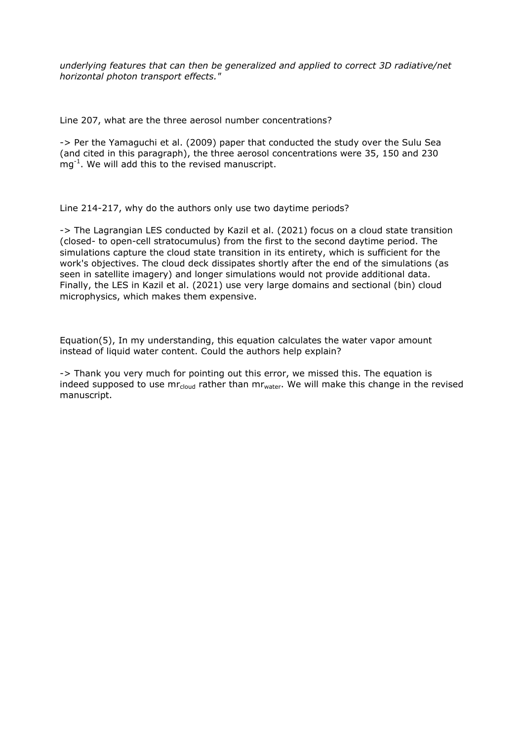*underlying features that can then be generalized and applied to correct 3D radiative/net horizontal photon transport effects."*

Line 207, what are the three aerosol number concentrations?

-> Per the Yamaguchi et al. (2009) paper that conducted the study over the Sulu Sea (and cited in this paragraph), the three aerosol concentrations were 35, 150 and 230 $mg^{-1}$. We will add this to the revised manuscript.

Line 214-217, why do the authors only use two daytime periods?

-> The Lagrangian LES conducted by Kazil et al. (2021) focus on a cloud state transition (closed- to open-cell stratocumulus) from the first to the second daytime period. The simulations capture the cloud state transition in its entirety, which is sufficient for the work's objectives. The cloud deck dissipates shortly after the end of the simulations (as seen in satellite imagery) and longer simulations would not provide additional data. Finally, the LES in Kazil et al. (2021) use very large domains and sectional (bin) cloud microphysics, which makes them expensive.

Equation(5), In my understanding, this equation calculates the water vapor amount instead of liquid water content. Could the authors help explain?

-> Thank you very much for pointing out this error, we missed this. The equation is indeed supposed to use $mr_{cloud}$ rather than $mr_{water}$. We will make this change in the revised manuscript.